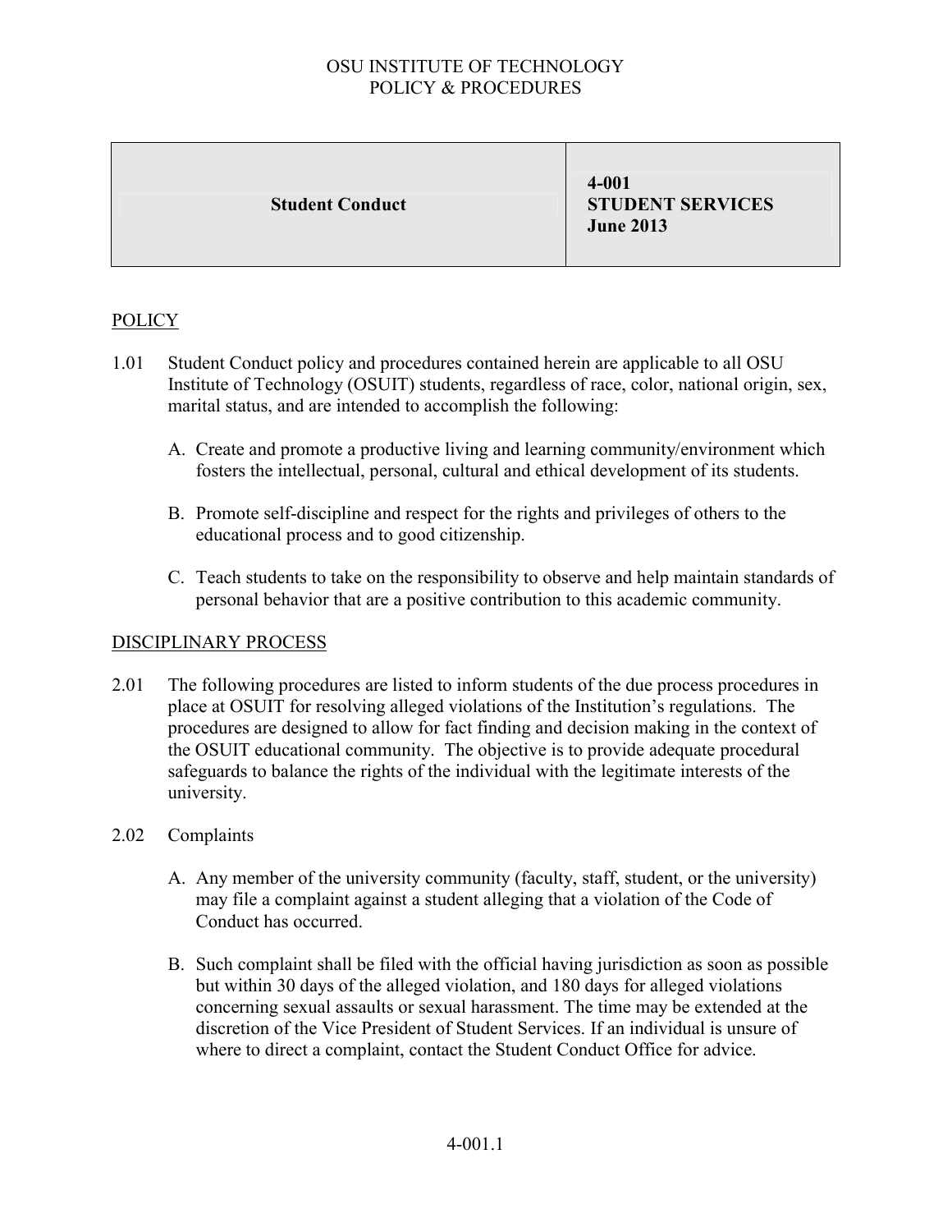OSU INSTITUTE OF TECHNOLOGY
POLICY & PROCEDURES

| Student Conduct | 4-001<br>STUDENT SERVICES<br>June 2013 |
|---|---|

## POLICY

1.01 Student Conduct policy and procedures contained herein are applicable to all OSU Institute of Technology (OSUIT) students, regardless of race, color, national origin, sex, marital status, and are intended to accomplish the following:

A. Create and promote a productive living and learning community/environment which fosters the intellectual, personal, cultural and ethical development of its students.

B. Promote self-discipline and respect for the rights and privileges of others to the educational process and to good citizenship.

C. Teach students to take on the responsibility to observe and help maintain standards of personal behavior that are a positive contribution to this academic community.

## DISCIPLINARY PROCESS

2.01 The following procedures are listed to inform students of the due process procedures in place at OSUIT for resolving alleged violations of the Institution's regulations. The procedures are designed to allow for fact finding and decision making in the context of the OSUIT educational community. The objective is to provide adequate procedural safeguards to balance the rights of the individual with the legitimate interests of the university.

2.02 Complaints

A. Any member of the university community (faculty, staff, student, or the university) may file a complaint against a student alleging that a violation of the Code of Conduct has occurred.

B. Such complaint shall be filed with the official having jurisdiction as soon as possible but within 30 days of the alleged violation, and 180 days for alleged violations concerning sexual assaults or sexual harassment. The time may be extended at the discretion of the Vice President of Student Services. If an individual is unsure of where to direct a complaint, contact the Student Conduct Office for advice.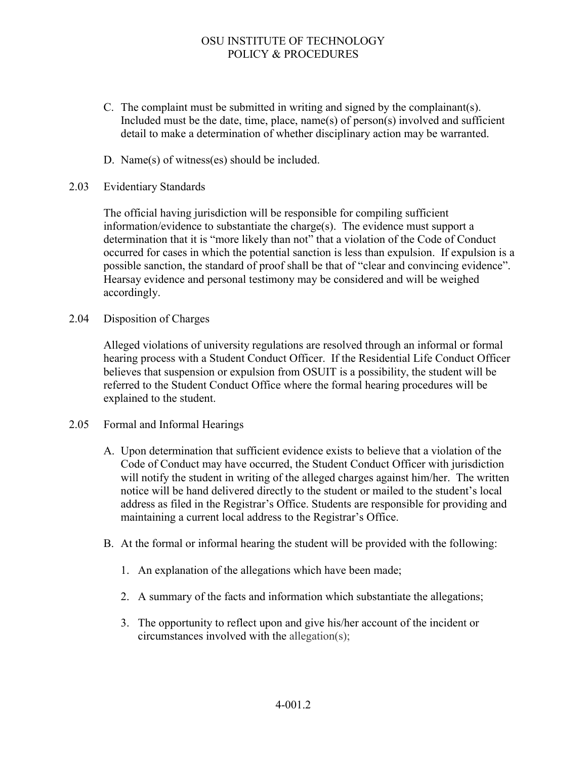C. The complaint must be submitted in writing and signed by the complainant(s). Included must be the date, time, place, name(s) of person(s) involved and sufficient detail to make a determination of whether disciplinary action may be warranted.

D. Name(s) of witness(es) should be included.

2.03 Evidentiary Standards

The official having jurisdiction will be responsible for compiling sufficient information/evidence to substantiate the charge(s). The evidence must support a determination that it is "more likely than not" that a violation of the Code of Conduct occurred for cases in which the potential sanction is less than expulsion. If expulsion is a possible sanction, the standard of proof shall be that of "clear and convincing evidence". Hearsay evidence and personal testimony may be considered and will be weighed accordingly.

2.04 Disposition of Charges

Alleged violations of university regulations are resolved through an informal or formal hearing process with a Student Conduct Officer. If the Residential Life Conduct Officer believes that suspension or expulsion from OSUIT is a possibility, the student will be referred to the Student Conduct Office where the formal hearing procedures will be explained to the student.

2.05 Formal and Informal Hearings

A. Upon determination that sufficient evidence exists to believe that a violation of the Code of Conduct may have occurred, the Student Conduct Officer with jurisdiction will notify the student in writing of the alleged charges against him/her. The written notice will be hand delivered directly to the student or mailed to the student's local address as filed in the Registrar's Office. Students are responsible for providing and maintaining a current local address to the Registrar's Office.

B. At the formal or informal hearing the student will be provided with the following:

1. An explanation of the allegations which have been made;

2. A summary of the facts and information which substantiate the allegations;

3. The opportunity to reflect upon and give his/her account of the incident or circumstances involved with the allegation(s);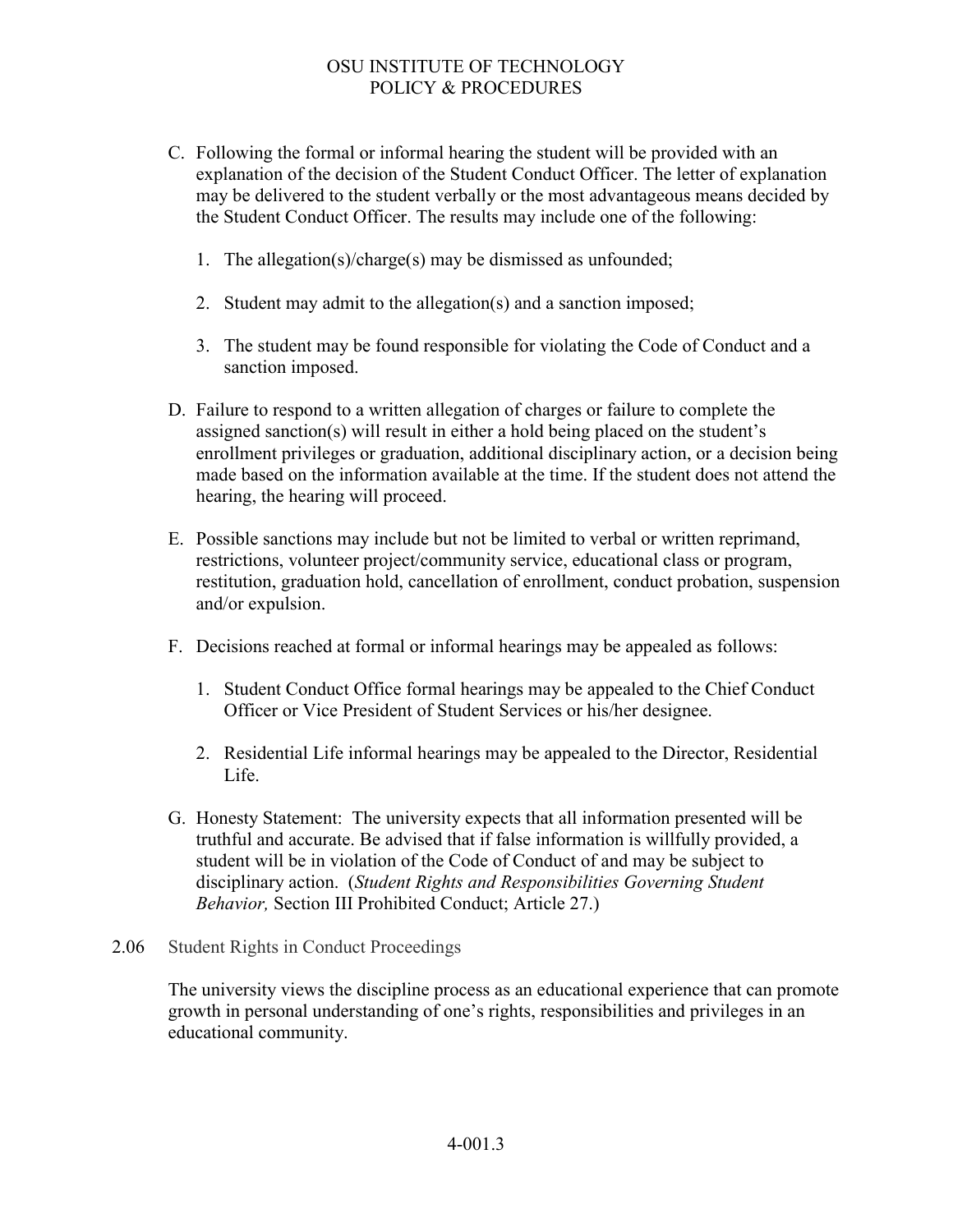C. Following the formal or informal hearing the student will be provided with an explanation of the decision of the Student Conduct Officer. The letter of explanation may be delivered to the student verbally or the most advantageous means decided by the Student Conduct Officer. The results may include one of the following:

    1. The allegation(s)/charge(s) may be dismissed as unfounded;

    2. Student may admit to the allegation(s) and a sanction imposed;

    3. The student may be found responsible for violating the Code of Conduct and a sanction imposed.

D. Failure to respond to a written allegation of charges or failure to complete the assigned sanction(s) will result in either a hold being placed on the student's enrollment privileges or graduation, additional disciplinary action, or a decision being made based on the information available at the time. If the student does not attend the hearing, the hearing will proceed.

E. Possible sanctions may include but not be limited to verbal or written reprimand, restrictions, volunteer project/community service, educational class or program, restitution, graduation hold, cancellation of enrollment, conduct probation, suspension and/or expulsion.

F. Decisions reached at formal or informal hearings may be appealed as follows:

    1. Student Conduct Office formal hearings may be appealed to the Chief Conduct Officer or Vice President of Student Services or his/her designee.

    2. Residential Life informal hearings may be appealed to the Director, Residential Life.

G. Honesty Statement: The university expects that all information presented will be truthful and accurate. Be advised that if false information is willfully provided, a student will be in violation of the Code of Conduct of and may be subject to disciplinary action. (*Student Rights and Responsibilities Governing Student Behavior,* Section III Prohibited Conduct; Article 27.)

## 2.06 Student Rights in Conduct Proceedings

The university views the discipline process as an educational experience that can promote growth in personal understanding of one's rights, responsibilities and privileges in an educational community.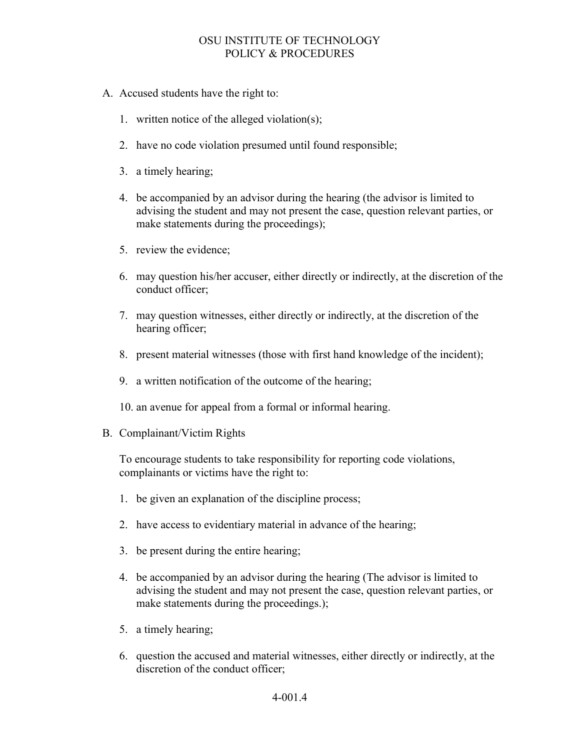A. Accused students have the right to:

   1. written notice of the alleged violation(s);

   2. have no code violation presumed until found responsible;

   3. a timely hearing;

   4. be accompanied by an advisor during the hearing (the advisor is limited to advising the student and may not present the case, question relevant parties, or make statements during the proceedings);

   5. review the evidence;

   6. may question his/her accuser, either directly or indirectly, at the discretion of the conduct officer;

   7. may question witnesses, either directly or indirectly, at the discretion of the hearing officer;

   8. present material witnesses (those with first hand knowledge of the incident);

   9. a written notification of the outcome of the hearing;

   10. an avenue for appeal from a formal or informal hearing.

B. Complainant/Victim Rights

   To encourage students to take responsibility for reporting code violations, complainants or victims have the right to:

   1. be given an explanation of the discipline process;

   2. have access to evidentiary material in advance of the hearing;

   3. be present during the entire hearing;

   4. be accompanied by an advisor during the hearing (The advisor is limited to advising the student and may not present the case, question relevant parties, or make statements during the proceedings.);

   5. a timely hearing;

   6. question the accused and material witnesses, either directly or indirectly, at the discretion of the conduct officer;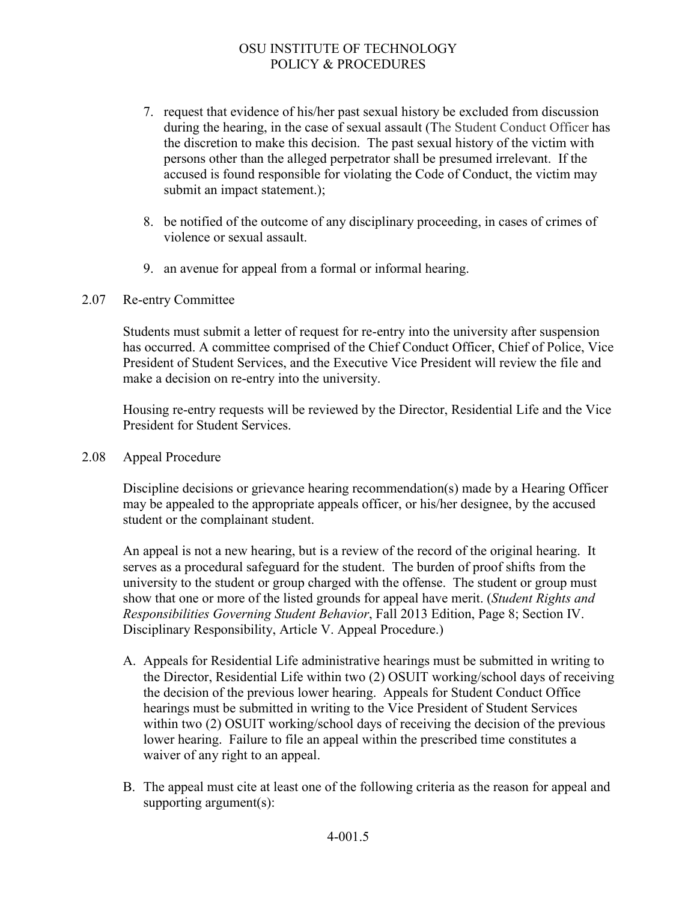7. request that evidence of his/her past sexual history be excluded from discussion during the hearing, in the case of sexual assault (The Student Conduct Officer has the discretion to make this decision. The past sexual history of the victim with persons other than the alleged perpetrator shall be presumed irrelevant. If the accused is found responsible for violating the Code of Conduct, the victim may submit an impact statement.);

8. be notified of the outcome of any disciplinary proceeding, in cases of crimes of violence or sexual assault.

9. an avenue for appeal from a formal or informal hearing.

## 2.07 Re-entry Committee

Students must submit a letter of request for re-entry into the university after suspension has occurred. A committee comprised of the Chief Conduct Officer, Chief of Police, Vice President of Student Services, and the Executive Vice President will review the file and make a decision on re-entry into the university.

Housing re-entry requests will be reviewed by the Director, Residential Life and the Vice President for Student Services.

## 2.08 Appeal Procedure

Discipline decisions or grievance hearing recommendation(s) made by a Hearing Officer may be appealed to the appropriate appeals officer, or his/her designee, by the accused student or the complainant student.

An appeal is not a new hearing, but is a review of the record of the original hearing. It serves as a procedural safeguard for the student. The burden of proof shifts from the university to the student or group charged with the offense. The student or group must show that one or more of the listed grounds for appeal have merit. (*Student Rights and Responsibilities Governing Student Behavior*, Fall 2013 Edition, Page 8; Section IV. Disciplinary Responsibility, Article V. Appeal Procedure.)

A. Appeals for Residential Life administrative hearings must be submitted in writing to the Director, Residential Life within two (2) OSUIT working/school days of receiving the decision of the previous lower hearing. Appeals for Student Conduct Office hearings must be submitted in writing to the Vice President of Student Services within two (2) OSUIT working/school days of receiving the decision of the previous lower hearing. Failure to file an appeal within the prescribed time constitutes a waiver of any right to an appeal.

B. The appeal must cite at least one of the following criteria as the reason for appeal and supporting argument(s):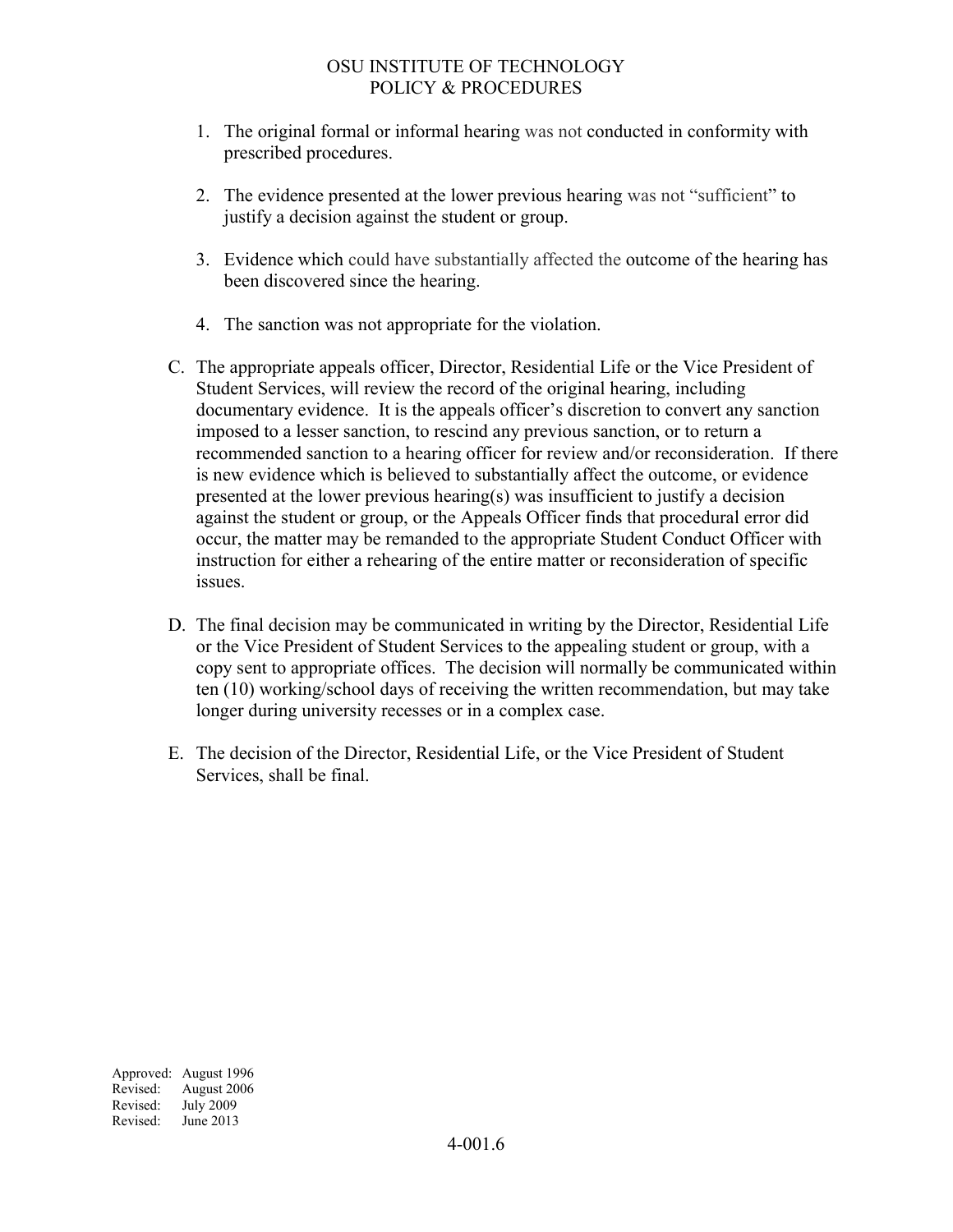1. The original formal or informal hearing was not conducted in conformity with prescribed procedures.

2. The evidence presented at the lower previous hearing was not "sufficient" to justify a decision against the student or group.

3. Evidence which could have substantially affected the outcome of the hearing has been discovered since the hearing.

4. The sanction was not appropriate for the violation.

C. The appropriate appeals officer, Director, Residential Life or the Vice President of Student Services, will review the record of the original hearing, including documentary evidence. It is the appeals officer's discretion to convert any sanction imposed to a lesser sanction, to rescind any previous sanction, or to return a recommended sanction to a hearing officer for review and/or reconsideration. If there is new evidence which is believed to substantially affect the outcome, or evidence presented at the lower previous hearing(s) was insufficient to justify a decision against the student or group, or the Appeals Officer finds that procedural error did occur, the matter may be remanded to the appropriate Student Conduct Officer with instruction for either a rehearing of the entire matter or reconsideration of specific issues.

D. The final decision may be communicated in writing by the Director, Residential Life or the Vice President of Student Services to the appealing student or group, with a copy sent to appropriate offices. The decision will normally be communicated within ten (10) working/school days of receiving the written recommendation, but may take longer during university recesses or in a complex case.

E. The decision of the Director, Residential Life, or the Vice President of Student Services, shall be final.

Approved: August 1996
Revised: August 2006
Revised: July 2009
Revised: June 2013